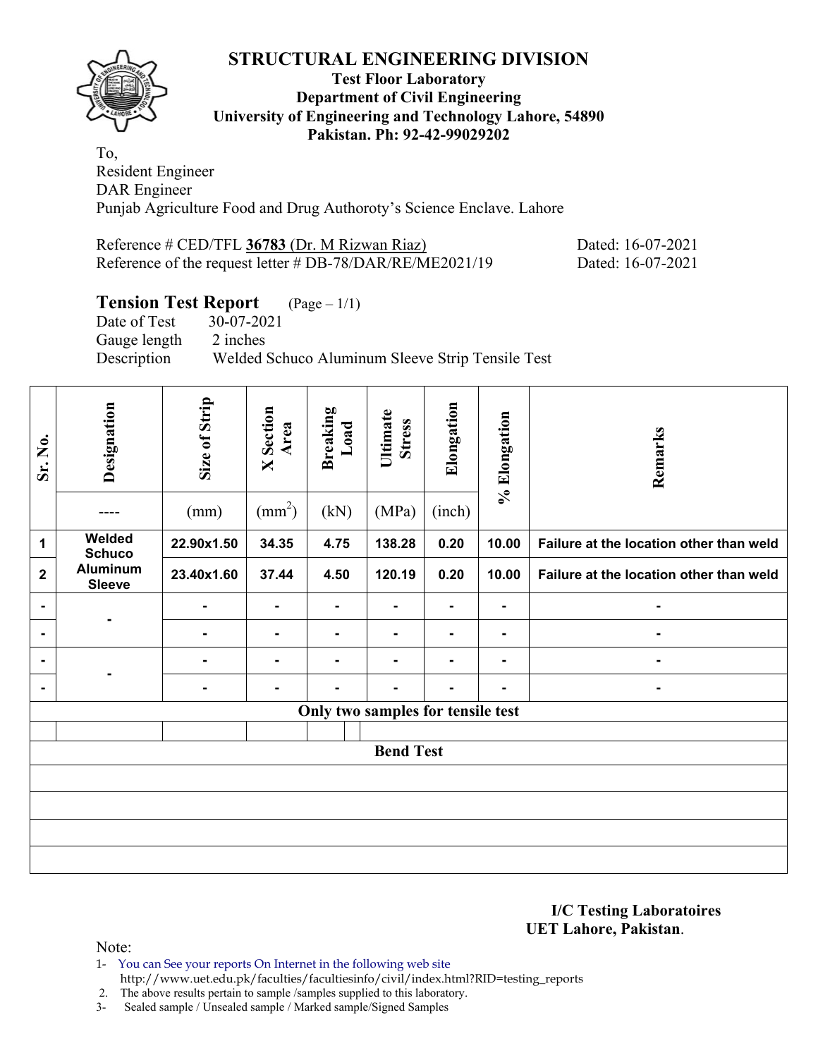# STRUCTURAL ENGINEERING DIVISION

**Test Floor Laboratory**
**Department of Civil Engineering**
**University of Engineering and Technology Lahore, 54890**
**Pakistan. Ph: 92-42-99029202**

To,
Resident Engineer
DAR Engineer
Punjab Agriculture Food and Drug Authoroty's Science Enclave. Lahore

Reference # CED/TFL **36783** (Dr. M Rizwan Riaz) Dated: 16-07-2021
Reference of the request letter # DB-78/DAR/RE/ME2021/19 Dated: 16-07-2021

## Tension Test Report (Page – 1/1)

Date of Test 30-07-2021
Gauge length 2 inches
Description Welded Schuco Aluminum Sleeve Strip Tensile Test

| Sr. No. | Designation | Size of Strip | X Section Area | Breaking Load | Ultimate Stress | Elongation | % Elongation | Remarks |
|---|---|---|---|---|---|---|---|---|
| | ---- | (mm) | ($mm^2$) | (kN) | (MPa) | (inch) | | |
| 1 | Welded Schuco Aluminum Sleeve | 22.90x1.50 | 34.35 | 4.75 | 138.28 | 0.20 | 10.00 | Failure at the location other than weld |
| 2 | | 23.40x1.60 | 37.44 | 4.50 | 120.19 | 0.20 | 10.00 | Failure at the location other than weld |
| - | - | - | - | - | - | - | - | - |
| - | | - | - | - | - | - | - | - |
| - | - | - | - | - | - | - | - | - |
| - | | - | - | - | - | - | - | - |
| Only two samples for tensile test | | | | | | | | |
| | | | | | | | | |
| Bend Test | | | | | | | | |
| | | | | | | | | |
| | | | | | | | | |
| | | | | | | | | |
| | | | | | | | | |

**I/C Testing Laboratoires**
**UET Lahore, Pakistan**.

Note:
1- You can See your reports On Internet in the following web site
http://www.uet.edu.pk/faculties/facultiesinfo/civil/index.html?RID=testing_reports
2. The above results pertain to sample /samples supplied to this laboratory.
3- Sealed sample / Unsealed sample / Marked sample/Signed Samples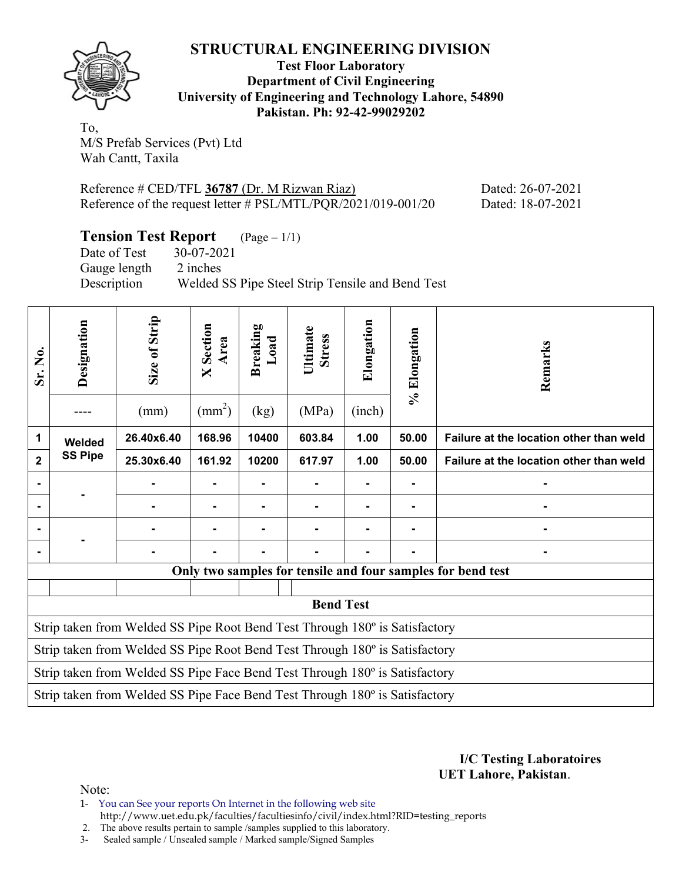# STRUCTURAL ENGINEERING DIVISION

**Test Floor Laboratory**
**Department of Civil Engineering**
**University of Engineering and Technology Lahore, 54890**
**Pakistan. Ph: 92-42-99029202**

To,
M/S Prefab Services (Pvt) Ltd
Wah Cantt, Taxila

Reference # CED/TFL **36787** (Dr. M Rizwan Riaz) Dated: 26-07-2021
Reference of the request letter # PSL/MTL/PQR/2021/019-001/20 Dated: 18-07-2021

## Tension Test Report (Page – 1/1)

Date of Test 30-07-2021
Gauge length 2 inches
Description Welded SS Pipe Steel Strip Tensile and Bend Test

| Sr. No. | Designation | Size of Strip | X Section Area | Breaking Load | Ultimate Stress | Elongation | % Elongation | Remarks |
|---|---|---|---|---|---|---|---|---|
| | ---- | (mm) | ($mm^2$) | (kg) | (MPa) | (inch) | | |
| 1 | Welded SS Pipe | 26.40x6.40 | 168.96 | 10400 | 603.84 | 1.00 | 50.00 | Failure at the location other than weld |
| 2 | | 25.30x6.40 | 161.92 | 10200 | 617.97 | 1.00 | 50.00 | Failure at the location other than weld |
| - | - | - | - | - | - | - | - | - |
| - | | - | - | - | - | - | - | - |
| - | - | - | - | - | - | - | - | - |
| - | | - | - | - | - | - | - | - |

**Only two samples for tensile and four samples for bend test**

**Bend Test**

Strip taken from Welded SS Pipe Root Bend Test Through 180º is Satisfactory

Strip taken from Welded SS Pipe Root Bend Test Through 180º is Satisfactory

Strip taken from Welded SS Pipe Face Bend Test Through 180º is Satisfactory

Strip taken from Welded SS Pipe Face Bend Test Through 180º is Satisfactory

**I/C Testing Laboratoires**
**UET Lahore, Pakistan**.

Note:
1- You can See your reports On Internet in the following web site
http://www.uet.edu.pk/faculties/facultiesinfo/civil/index.html?RID=testing_reports
2. The above results pertain to sample /samples supplied to this laboratory.
3- Sealed sample / Unsealed sample / Marked sample/Signed Samples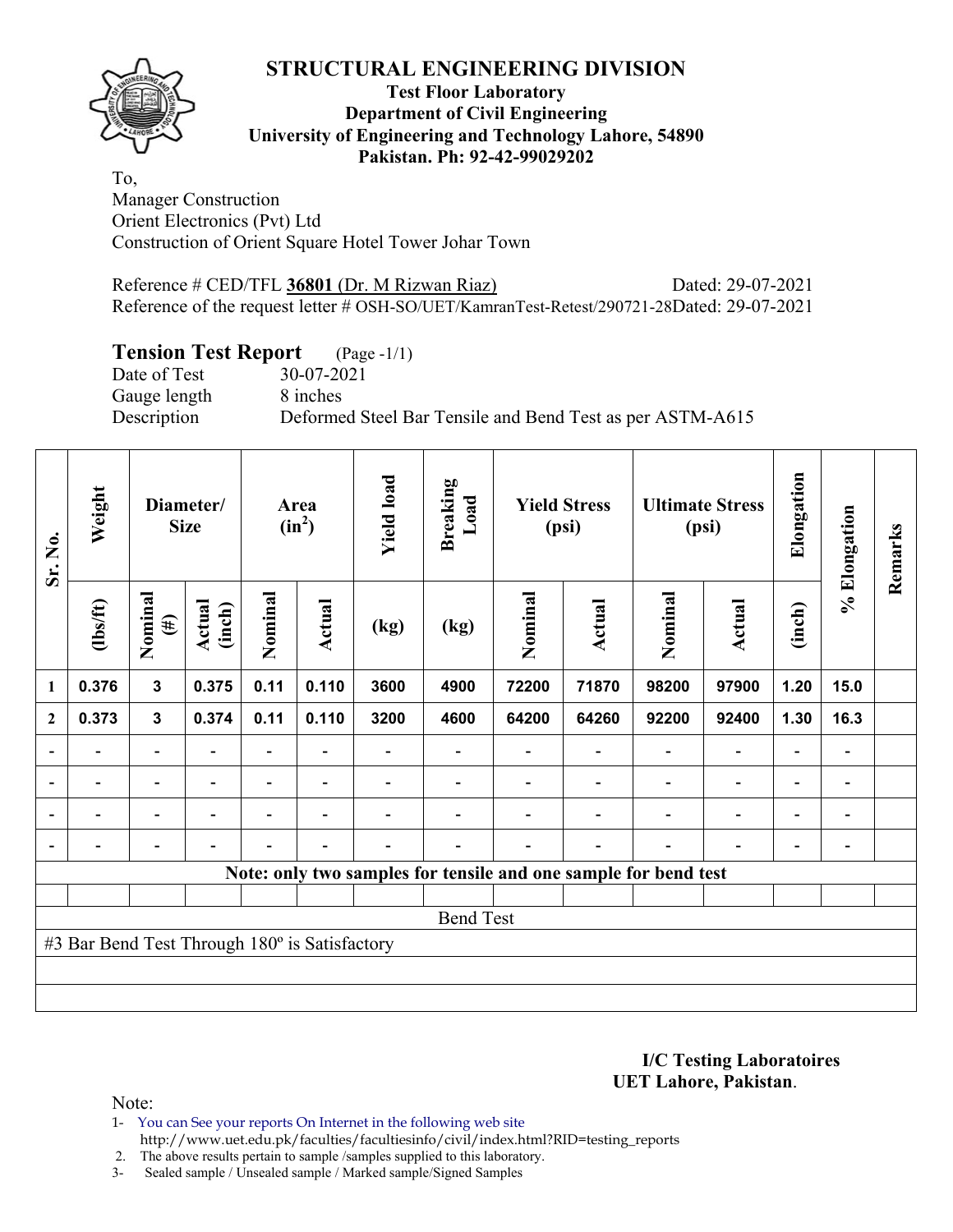# STRUCTURAL ENGINEERING DIVISION

**Test Floor Laboratory**
**Department of Civil Engineering**
**University of Engineering and Technology Lahore, 54890**
**Pakistan. Ph: 92-42-99029202**

To,
Manager Construction
Orient Electronics (Pvt) Ltd
Construction of Orient Square Hotel Tower Johar Town

Reference # CED/TFL **36801** (Dr. M Rizwan Riaz) Dated: 29-07-2021
Reference of the request letter # OSH-SO/UET/KamranTest-Retest/290721-28Dated: 29-07-2021

## Tension Test Report (Page -1/1)

Date of Test 30-07-2021
Gauge length 8 inches
Description Deformed Steel Bar Tensile and Bend Test as per ASTM-A615

| Sr. No. | Weight | Diameter/ Size | | Area ($in^2$) | | Yield load | Breaking Load | Yield Stress (psi) | | Ultimate Stress (psi) | | Elongation | % Elongation | Remarks |
|---|---|---|---|---|---|---|---|---|---|---|---|---|---|---|
| | (lbs/ft) | Nominal (#) | Actual (inch) | Nominal | Actual | (kg) | (kg) | Nominal | Actual | Nominal | Actual | (inch) | | |
| 1 | 0.376 | 3 | 0.375 | 0.11 | 0.110 | 3600 | 4900 | 72200 | 71870 | 98200 | 97900 | 1.20 | 15.0 | |
| 2 | 0.373 | 3 | 0.374 | 0.11 | 0.110 | 3200 | 4600 | 64200 | 64260 | 92200 | 92400 | 1.30 | 16.3 | |
| - | - | - | - | - | - | - | - | - | - | - | - | - | - | |
| - | - | - | - | - | - | - | - | - | - | - | - | - | - | |
| - | - | - | - | - | - | - | - | - | - | - | - | - | - | |
| - | - | - | - | - | - | - | - | - | - | - | - | - | - | |
| Note: only two samples for tensile and one sample for bend test | | | | | | | | | | | | | | |
| Bend Test | | | | | | | | | | | | | | |
| #3 Bar Bend Test Through 180º is Satisfactory | | | | | | | | | | | | | | |

**I/C Testing Laboratoires**
**UET Lahore, Pakistan**.

Note:
1- You can See your reports On Internet in the following web site
http://www.uet.edu.pk/faculties/facultiesinfo/civil/index.html?RID=testing_reports
2. The above results pertain to sample /samples supplied to this laboratory.
3- Sealed sample / Unsealed sample / Marked sample/Signed Samples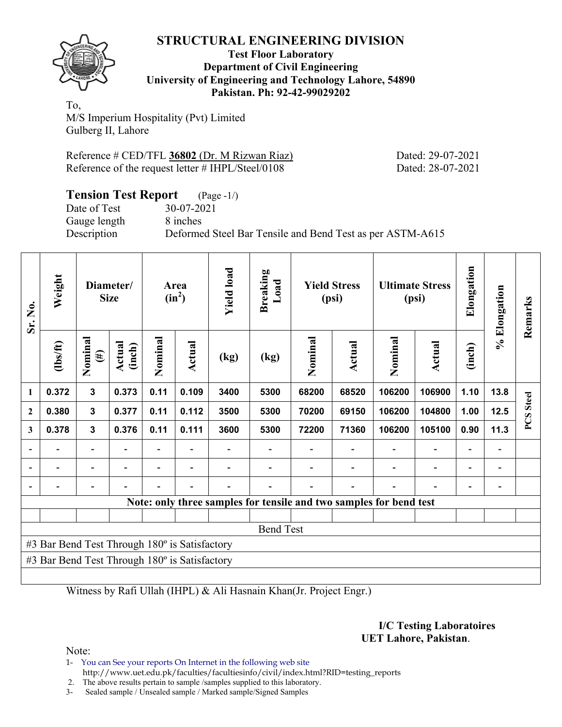# STRUCTURAL ENGINEERING DIVISION

**Test Floor Laboratory**
**Department of Civil Engineering**
**University of Engineering and Technology Lahore, 54890**
**Pakistan. Ph: 92-42-99029202**

To,
M/S Imperium Hospitality (Pvt) Limited
Gulberg II, Lahore

Reference # CED/TFL **36802** (Dr. M Rizwan Riaz) Dated: 29-07-2021
Reference of the request letter # IHPL/Steel/0108 Dated: 28-07-2021

## Tension Test Report (Page -1/)

Date of Test 30-07-2021
Gauge length 8 inches
Description Deformed Steel Bar Tensile and Bend Test as per ASTM-A615

| Sr. No. | Weight | Diameter/ Size | | Area ($in^2$) | | Yield load | Breaking Load | Yield Stress (psi) | | Ultimate Stress (psi) | | Elongation | % Elongation | Remarks |
|---|---|---|---|---|---|---|---|---|---|---|---|---|---|---|
| | (lbs/ft) | Nominal (#) | Actual (inch) | Nominal | Actual | (kg) | (kg) | Nominal | Actual | Nominal | Actual | (inch) | | |
| 1 | 0.372 | 3 | 0.373 | 0.11 | 0.109 | 3400 | 5300 | 68200 | 68520 | 106200 | 106900 | 1.10 | 13.8 | PCS Steel |
| 2 | 0.380 | 3 | 0.377 | 0.11 | 0.112 | 3500 | 5300 | 70200 | 69150 | 106200 | 104800 | 1.00 | 12.5 | |
| 3 | 0.378 | 3 | 0.376 | 0.11 | 0.111 | 3600 | 5300 | 72200 | 71360 | 106200 | 105100 | 0.90 | 11.3 | |
| - | - | - | - | - | - | - | - | - | - | - | - | - | - | |
| - | - | - | - | - | - | - | - | - | - | - | - | - | - | |
| - | - | - | - | - | - | - | - | - | - | - | - | - | - | |
| Note: only three samples for tensile and two samples for bend test | | | | | | | | | | | | | | |
| Bend Test | | | | | | | | | | | | | | |
| #3 Bar Bend Test Through 180º is Satisfactory | | | | | | | | | | | | | | |
| #3 Bar Bend Test Through 180º is Satisfactory | | | | | | | | | | | | | | |

Witness by Rafi Ullah (IHPL) & Ali Hasnain Khan(Jr. Project Engr.)

**I/C Testing Laboratoires**
**UET Lahore, Pakistan**.

Note:
1- You can See your reports On Internet in the following web site
http://www.uet.edu.pk/faculties/facultiesinfo/civil/index.html?RID=testing_reports
2. The above results pertain to sample /samples supplied to this laboratory.
3- Sealed sample / Unsealed sample / Marked sample/Signed Samples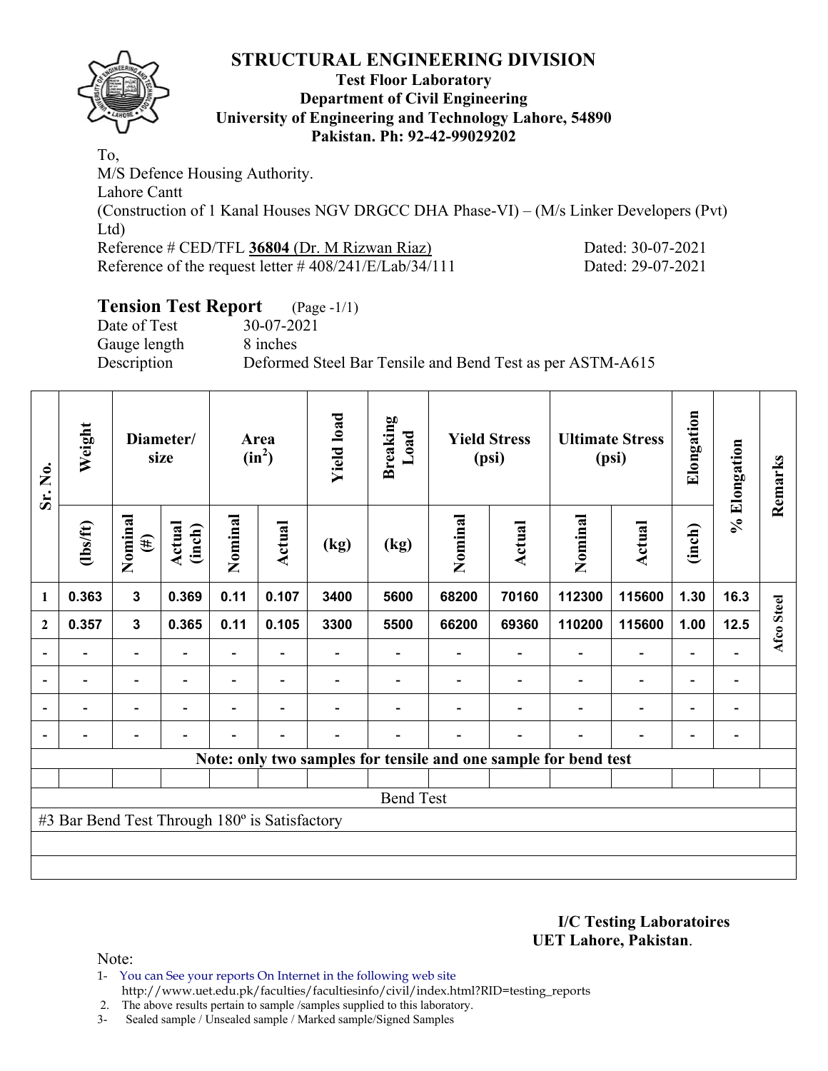# STRUCTURAL ENGINEERING DIVISION

**Test Floor Laboratory**
**Department of Civil Engineering**
**University of Engineering and Technology Lahore, 54890**
**Pakistan. Ph: 92-42-99029202**

To,
M/S Defence Housing Authority.
Lahore Cantt
(Construction of 1 Kanal Houses NGV DRGCC DHA Phase-VI) – (M/s Linker Developers (Pvt) Ltd)
Reference # CED/TFL **36804** (Dr. M Rizwan Riaz) Dated: 30-07-2021
Reference of the request letter # 408/241/E/Lab/34/111 Dated: 29-07-2021

## Tension Test Report (Page -1/1)

Date of Test 30-07-2021
Gauge length 8 inches
Description Deformed Steel Bar Tensile and Bend Test as per ASTM-A615

| Sr. No. | Weight | Diameter/ size | | Area ($in^2$) | | Yield load | Breaking Load | Yield Stress (psi) | | Ultimate Stress (psi) | | Elongation | % Elongation | Remarks |
|---|---|---|---|---|---|---|---|---|---|---|---|---|---|---|
| | (lbs/ft) | Nominal (#) | Actual (inch) | Nominal | Actual | (kg) | (kg) | Nominal | Actual | Nominal | Actual | (inch) | | |
| 1 | 0.363 | 3 | 0.369 | 0.11 | 0.107 | 3400 | 5600 | 68200 | 70160 | 112300 | 115600 | 1.30 | 16.3 | Afco Steel |
| 2 | 0.357 | 3 | 0.365 | 0.11 | 0.105 | 3300 | 5500 | 66200 | 69360 | 110200 | 115600 | 1.00 | 12.5 | |
| - | - | - | - | - | - | - | - | - | - | - | - | - | - | |
| - | - | - | - | - | - | - | - | - | - | - | - | - | - | |
| - | - | - | - | - | - | - | - | - | - | - | - | - | - | |
| - | - | - | - | - | - | - | - | - | - | - | - | - | - | |

**Note: only two samples for tensile and one sample for bend test**

Bend Test

#3 Bar Bend Test Through 180º is Satisfactory

**I/C Testing Laboratoires**
**UET Lahore, Pakistan**.

Note:
1- You can See your reports On Internet in the following web site
http://www.uet.edu.pk/faculties/facultiesinfo/civil/index.html?RID=testing_reports
2. The above results pertain to sample /samples supplied to this laboratory.
3- Sealed sample / Unsealed sample / Marked sample/Signed Samples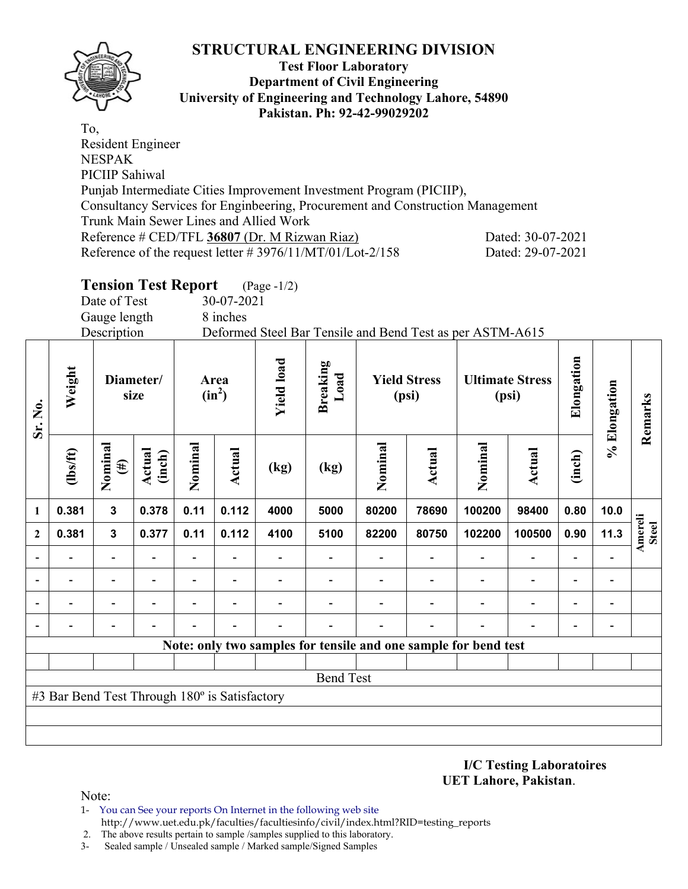# STRUCTURAL ENGINEERING DIVISION

**Test Floor Laboratory**
**Department of Civil Engineering**
**University of Engineering and Technology Lahore, 54890**
**Pakistan. Ph: 92-42-99029202**

To,
Resident Engineer
NESPAK
PICIIP Sahiwal
Punjab Intermediate Cities Improvement Investment Program (PICIIP),
Consultancy Services for Enginbeering, Procurement and Construction Management
Trunk Main Sewer Lines and Allied Work
Reference # CED/TFL **36807** (Dr. M Rizwan Riaz) Dated: 30-07-2021
Reference of the request letter # 3976/11/MT/01/Lot-2/158 Dated: 29-07-2021

## Tension Test Report (Page -1/2)

Date of Test 30-07-2021
Gauge length 8 inches
Description Deformed Steel Bar Tensile and Bend Test as per ASTM-A615

| Sr. No. | Weight | Diameter/ size | | Area ($in^2$) | | Yield load | Breaking Load | Yield Stress (psi) | | Ultimate Stress (psi) | | Elongation | % Elongation | Remarks |
|---|---|---|---|---|---|---|---|---|---|---|---|---|---|---|
| | (lbs/ft) | Nominal (#) | Actual (inch) | Nominal | Actual | (kg) | (kg) | Nominal | Actual | Nominal | Actual | (inch) | | |
| 1 | 0.381 | 3 | 0.378 | 0.11 | 0.112 | 4000 | 5000 | 80200 | 78690 | 100200 | 98400 | 0.80 | 10.0 | Amereli Steel |
| 2 | 0.381 | 3 | 0.377 | 0.11 | 0.112 | 4100 | 5100 | 82200 | 80750 | 102200 | 100500 | 0.90 | 11.3 | |
| - | - | - | - | - | - | - | - | - | - | - | - | - | - | |
| - | - | - | - | - | - | - | - | - | - | - | - | - | - | |
| - | - | - | - | - | - | - | - | - | - | - | - | - | - | |
| - | - | - | - | - | - | - | - | - | - | - | - | - | - | |
| **Note: only two samples for tensile and one sample for bend test** | | | | | | | | | | | | | | |
| Bend Test | | | | | | | | | | | | | | |
| #3 Bar Bend Test Through 180º is Satisfactory | | | | | | | | | | | | | | |

**I/C Testing Laboratoires**
**UET Lahore, Pakistan**.

Note:
1- You can See your reports On Internet in the following web site
http://www.uet.edu.pk/faculties/facultiesinfo/civil/index.html?RID=testing_reports
2. The above results pertain to sample /samples supplied to this laboratory.
3- Sealed sample / Unsealed sample / Marked sample/Signed Samples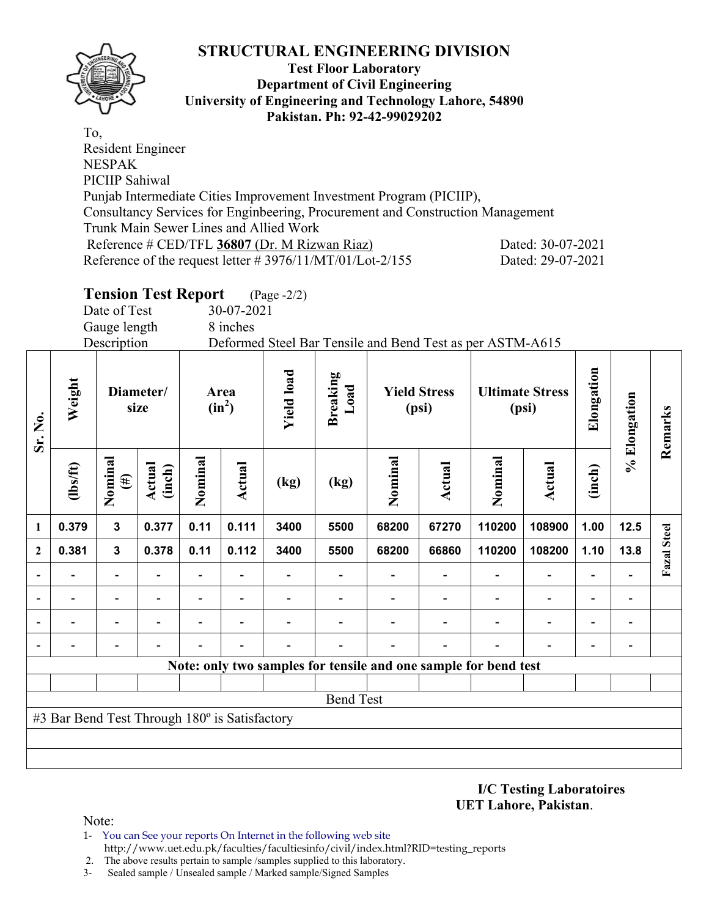# STRUCTURAL ENGINEERING DIVISION

**Test Floor Laboratory**
**Department of Civil Engineering**
**University of Engineering and Technology Lahore, 54890**
**Pakistan. Ph: 92-42-99029202**

To,
Resident Engineer
NESPAK
PICIIP Sahiwal
Punjab Intermediate Cities Improvement Investment Program (PICIIP),
Consultancy Services for Enginbeering, Procurement and Construction Management
Trunk Main Sewer Lines and Allied Work
Reference # CED/TFL **36807** (Dr. M Rizwan Riaz) Dated: 30-07-2021
Reference of the request letter # 3976/11/MT/01/Lot-2/155 Dated: 29-07-2021

## Tension Test Report (Page -2/2)

Date of Test 30-07-2021
Gauge length 8 inches
Description Deformed Steel Bar Tensile and Bend Test as per ASTM-A615

| Sr. No. | Weight | Diameter/ size | | Area ($in^2$) | | Yield load | Breaking Load | Yield Stress (psi) | | Ultimate Stress (psi) | | Elongation | % Elongation | Remarks |
|---|---|---|---|---|---|---|---|---|---|---|---|---|---|---|
| | (lbs/ft) | Nominal (#) | Actual (inch) | Nominal | Actual | (kg) | (kg) | Nominal | Actual | Nominal | Actual | (inch) | | |
| 1 | 0.379 | 3 | 0.377 | 0.11 | 0.111 | 3400 | 5500 | 68200 | 67270 | 110200 | 108900 | 1.00 | 12.5 | Fazal Steel |
| 2 | 0.381 | 3 | 0.378 | 0.11 | 0.112 | 3400 | 5500 | 68200 | 66860 | 110200 | 108200 | 1.10 | 13.8 | |
| - | - | - | - | - | - | - | - | - | - | - | - | - | - | |
| - | - | - | - | - | - | - | - | - | - | - | - | - | - | |
| - | - | - | - | - | - | - | - | - | - | - | - | - | - | |
| - | - | - | - | - | - | - | - | - | - | - | - | - | - | |
| **Note: only two samples for tensile and one sample for bend test** | | | | | | | | | | | | | | |
| | | | | | | | | | | | | | | |
| Bend Test | | | | | | | | | | | | | | |
| #3 Bar Bend Test Through 180º is Satisfactory | | | | | | | | | | | | | | |

**I/C Testing Laboratoires**
**UET Lahore, Pakistan**.

Note:
1- You can See your reports On Internet in the following web site
http://www.uet.edu.pk/faculties/facultiesinfo/civil/index.html?RID=testing_reports
2. The above results pertain to sample /samples supplied to this laboratory.
3- Sealed sample / Unsealed sample / Marked sample/Signed Samples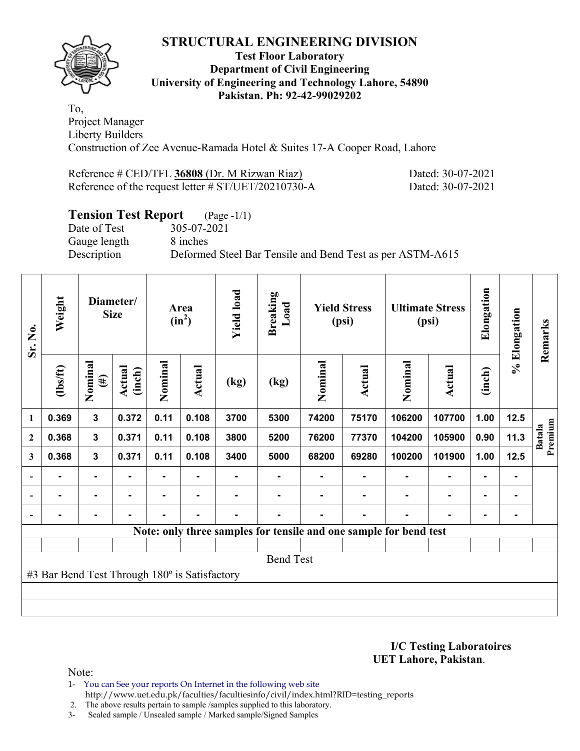# STRUCTURAL ENGINEERING DIVISION

**Test Floor Laboratory**
**Department of Civil Engineering**
**University of Engineering and Technology Lahore, 54890**
**Pakistan. Ph: 92-42-99029202**

To,
Project Manager
Liberty Builders
Construction of Zee Avenue-Ramada Hotel & Suites 17-A Cooper Road, Lahore

Reference # CED/TFL **36808** (Dr. M Rizwan Riaz) Dated: 30-07-2021
Reference of the request letter # ST/UET/20210730-A Dated: 30-07-2021

## Tension Test Report (Page -1/1)

Date of Test 305-07-2021
Gauge length 8 inches
Description Deformed Steel Bar Tensile and Bend Test as per ASTM-A615

| Sr. No. | Weight | Diameter/ Size | | Area ($in^2$) | | Yield load | Breaking Load | Yield Stress (psi) | | Ultimate Stress (psi) | | Elongation | % Elongation | Remarks |
|---|---|---|---|---|---|---|---|---|---|---|---|---|---|---|
| | (lbs/ft) | Nominal (#) | Actual (inch) | Nominal | Actual | (kg) | (kg) | Nominal | Actual | Nominal | Actual | (inch) | | |
| 1 | 0.369 | 3 | 0.372 | 0.11 | 0.108 | 3700 | 5300 | 74200 | 75170 | 106200 | 107700 | 1.00 | 12.5 | Batala Premium |
| 2 | 0.368 | 3 | 0.371 | 0.11 | 0.108 | 3800 | 5200 | 76200 | 77370 | 104200 | 105900 | 0.90 | 11.3 | |
| 3 | 0.368 | 3 | 0.371 | 0.11 | 0.108 | 3400 | 5000 | 68200 | 69280 | 100200 | 101900 | 1.00 | 12.5 | |
| - | - | - | - | - | - | - | - | - | - | - | - | - | - | |
| - | - | - | - | - | - | - | - | - | - | - | - | - | - | |
| - | - | - | - | - | - | - | - | - | - | - | - | - | - | |

**Note: only three samples for tensile and one sample for bend test**

Bend Test

#3 Bar Bend Test Through 180º is Satisfactory

**I/C Testing Laboratoires**
**UET Lahore, Pakistan**.

Note:
1- You can See your reports On Internet in the following web site
http://www.uet.edu.pk/faculties/facultiesinfo/civil/index.html?RID=testing_reports
2. The above results pertain to sample /samples supplied to this laboratory.
3- Sealed sample / Unsealed sample / Marked sample/Signed Samples